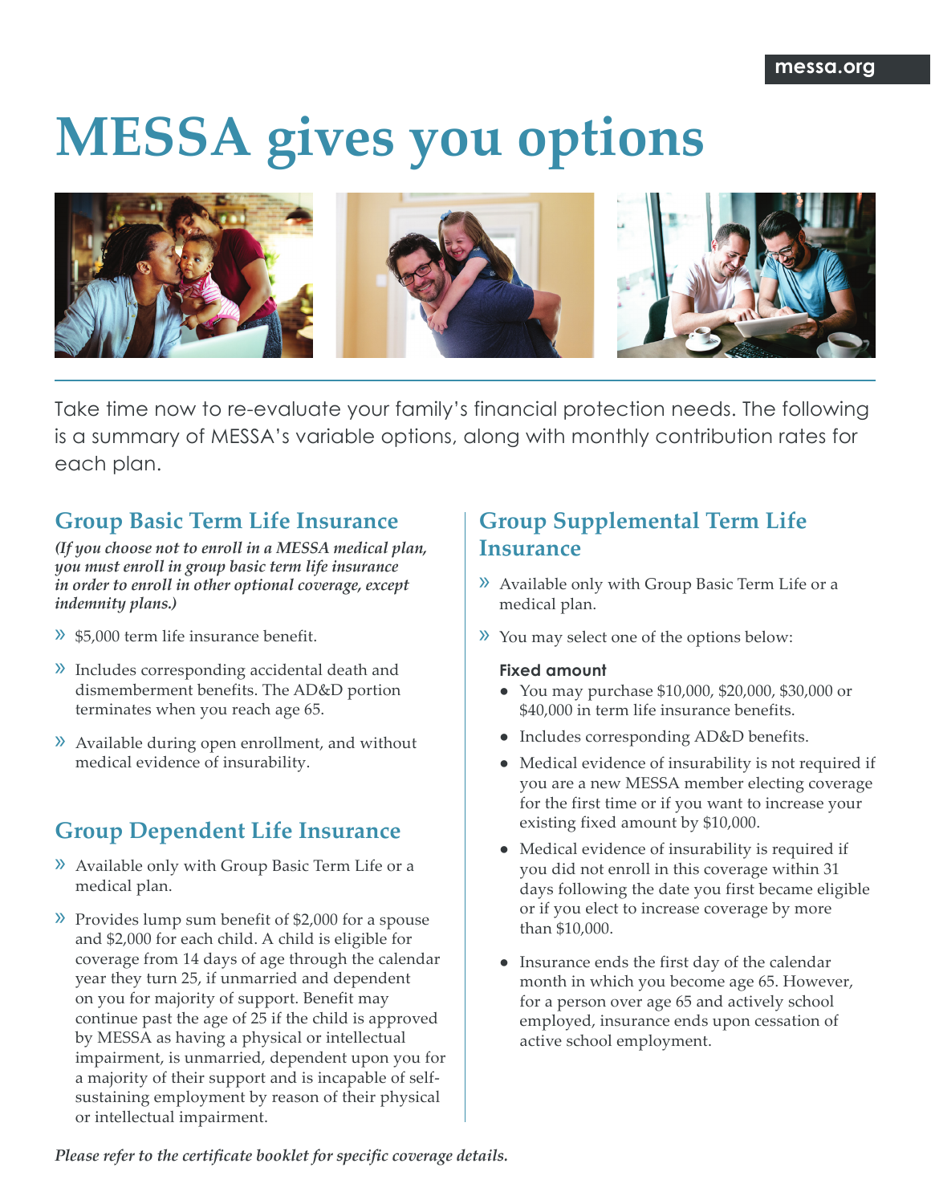# MESSA gives you options

Take time now to re-evaluate your family's financial protection needs. The following is a summary of MESSA's variable options, along with monthly contribution rates for each plan.

## Group Basic Term Life Insurance

***(If you choose not to enroll in a MESSA medical plan, you must enroll in group basic term life insurance in order to enroll in other optional coverage, except indemnity plans.)***

- $5,000 term life insurance benefit.
- Includes corresponding accidental death and dismemberment benefits. The AD&D portion terminates when you reach age 65.
- Available during open enrollment, and without medical evidence of insurability.

## Group Dependent Life Insurance

- Available only with Group Basic Term Life or a medical plan.
- Provides lump sum benefit of $2,000 for a spouse and $2,000 for each child. A child is eligible for coverage from 14 days of age through the calendar year they turn 25, if unmarried and dependent on you for majority of support. Benefit may continue past the age of 25 if the child is approved by MESSA as having a physical or intellectual impairment, is unmarried, dependent upon you for a majority of their support and is incapable of self-sustaining employment by reason of their physical or intellectual impairment.

## Group Supplemental Term Life Insurance

- Available only with Group Basic Term Life or a medical plan.
- You may select one of the options below:

**Fixed amount**

- You may purchase $10,000, $20,000, $30,000 or $40,000 in term life insurance benefits.
- Includes corresponding AD&D benefits.
- Medical evidence of insurability is not required if you are a new MESSA member electing coverage for the first time or if you want to increase your existing fixed amount by $10,000.
- Medical evidence of insurability is required if you did not enroll in this coverage within 31 days following the date you first became eligible or if you elect to increase coverage by more than $10,000.
- Insurance ends the first day of the calendar month in which you become age 65. However, for a person over age 65 and actively school employed, insurance ends upon cessation of active school employment.

***Please refer to the certificate booklet for specific coverage details.***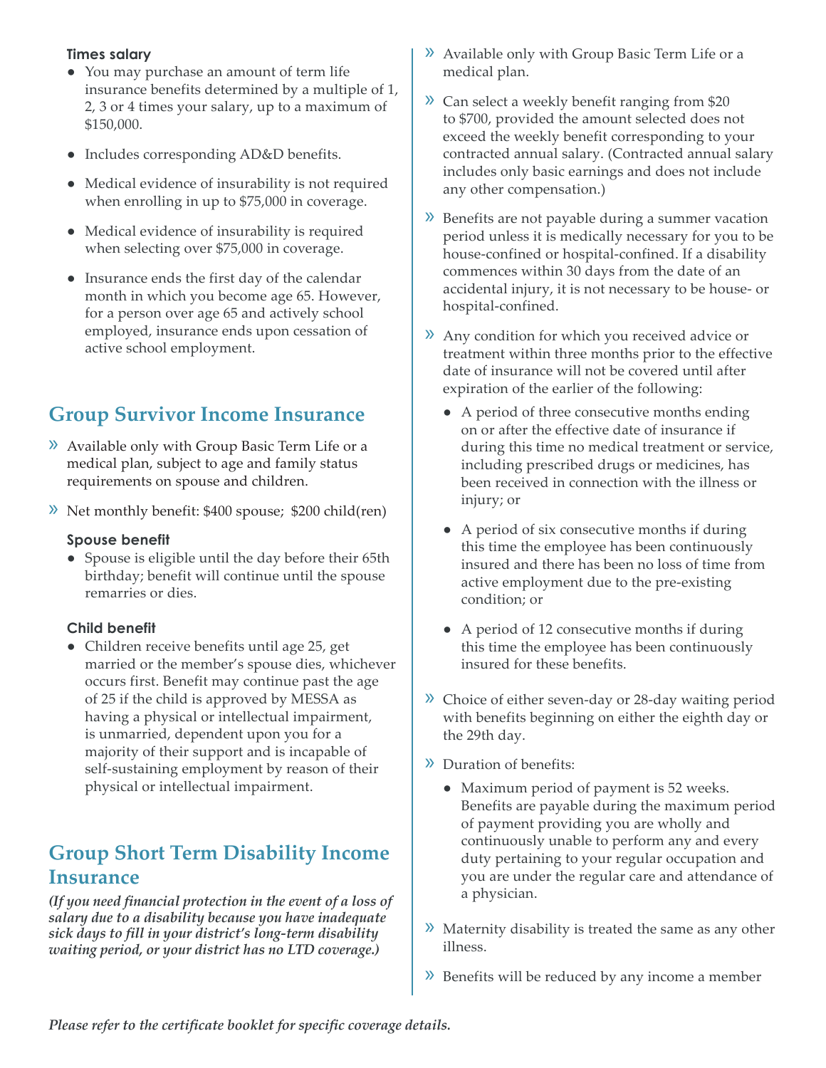### Times salary

- You may purchase an amount of term life insurance benefits determined by a multiple of 1, 2, 3 or 4 times your salary, up to a maximum of $150,000.
- Includes corresponding AD&D benefits.
- Medical evidence of insurability is not required when enrolling in up to $75,000 in coverage.
- Medical evidence of insurability is required when selecting over $75,000 in coverage.
- Insurance ends the first day of the calendar month in which you become age 65. However, for a person over age 65 and actively school employed, insurance ends upon cessation of active school employment.

## Group Survivor Income Insurance

» Available only with Group Basic Term Life or a medical plan, subject to age and family status requirements on spouse and children.

» Net monthly benefit: $400 spouse; $200 child(ren)

### Spouse benefit

- Spouse is eligible until the day before their 65th birthday; benefit will continue until the spouse remarries or dies.

### Child benefit

- Children receive benefits until age 25, get married or the member's spouse dies, whichever occurs first. Benefit may continue past the age of 25 if the child is approved by MESSA as having a physical or intellectual impairment, is unmarried, dependent upon you for a majority of their support and is incapable of self-sustaining employment by reason of their physical or intellectual impairment.

## Group Short Term Disability Income Insurance

***(If you need financial protection in the event of a loss of salary due to a disability because you have inadequate sick days to fill in your district's long-term disability waiting period, or your district has no LTD coverage.)***

» Available only with Group Basic Term Life or a medical plan.

» Can select a weekly benefit ranging from $20 to $700, provided the amount selected does not exceed the weekly benefit corresponding to your contracted annual salary. (Contracted annual salary includes only basic earnings and does not include any other compensation.)

» Benefits are not payable during a summer vacation period unless it is medically necessary for you to be house-confined or hospital-confined. If a disability commences within 30 days from the date of an accidental injury, it is not necessary to be house- or hospital-confined.

» Any condition for which you received advice or treatment within three months prior to the effective date of insurance will not be covered until after expiration of the earlier of the following:

- A period of three consecutive months ending on or after the effective date of insurance if during this time no medical treatment or service, including prescribed drugs or medicines, has been received in connection with the illness or injury; or
- A period of six consecutive months if during this time the employee has been continuously insured and there has been no loss of time from active employment due to the pre-existing condition; or
- A period of 12 consecutive months if during this time the employee has been continuously insured for these benefits.

» Choice of either seven-day or 28-day waiting period with benefits beginning on either the eighth day or the 29th day.

» Duration of benefits:

- Maximum period of payment is 52 weeks. Benefits are payable during the maximum period of payment providing you are wholly and continuously unable to perform any and every duty pertaining to your regular occupation and you are under the regular care and attendance of a physician.

» Maternity disability is treated the same as any other illness.

» Benefits will be reduced by any income a member

*Please refer to the certificate booklet for specific coverage details.*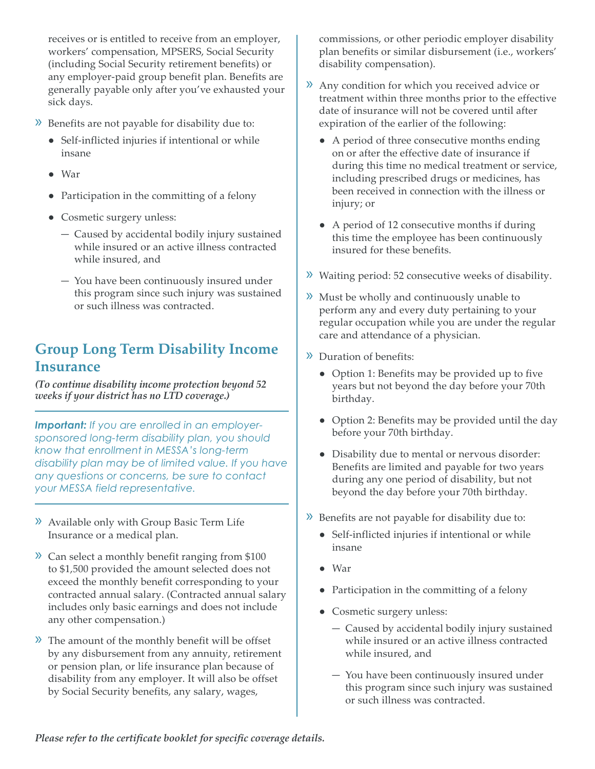receives or is entitled to receive from an employer, workers' compensation, MPSERS, Social Security (including Social Security retirement benefits) or any employer-paid group benefit plan. Benefits are generally payable only after you've exhausted your sick days.

- Benefits are not payable for disability due to:
  - Self-inflicted injuries if intentional or while insane
  - War
  - Participation in the committing of a felony
  - Cosmetic surgery unless:
    - Caused by accidental bodily injury sustained while insured or an active illness contracted while insured, and
    - You have been continuously insured under this program since such injury was sustained or such illness was contracted.

## Group Long Term Disability Income Insurance

***(To continue disability income protection beyond 52 weeks if your district has no LTD coverage.)***

***Important:*** *If you are enrolled in an employer-sponsored long-term disability plan, you should know that enrollment in MESSA's long-term disability plan may be of limited value. If you have any questions or concerns, be sure to contact your MESSA field representative.*

- Available only with Group Basic Term Life Insurance or a medical plan.
- Can select a monthly benefit ranging from $100 to $1,500 provided the amount selected does not exceed the monthly benefit corresponding to your contracted annual salary. (Contracted annual salary includes only basic earnings and does not include any other compensation.)
- The amount of the monthly benefit will be offset by any disbursement from any annuity, retirement or pension plan, or life insurance plan because of disability from any employer. It will also be offset by Social Security benefits, any salary, wages, commissions, or other periodic employer disability plan benefits or similar disbursement (i.e., workers' disability compensation).
- Any condition for which you received advice or treatment within three months prior to the effective date of insurance will not be covered until after expiration of the earlier of the following:
  - A period of three consecutive months ending on or after the effective date of insurance if during this time no medical treatment or service, including prescribed drugs or medicines, has been received in connection with the illness or injury; or
  - A period of 12 consecutive months if during this time the employee has been continuously insured for these benefits.
- Waiting period: 52 consecutive weeks of disability.
- Must be wholly and continuously unable to perform any and every duty pertaining to your regular occupation while you are under the regular care and attendance of a physician.
- Duration of benefits:
  - Option 1: Benefits may be provided up to five years but not beyond the day before your 70th birthday.
  - Option 2: Benefits may be provided until the day before your 70th birthday.
  - Disability due to mental or nervous disorder: Benefits are limited and payable for two years during any one period of disability, but not beyond the day before your 70th birthday.
- Benefits are not payable for disability due to:
  - Self-inflicted injuries if intentional or while insane
  - War
  - Participation in the committing of a felony
  - Cosmetic surgery unless:
    - Caused by accidental bodily injury sustained while insured or an active illness contracted while insured, and
    - You have been continuously insured under this program since such injury was sustained or such illness was contracted.

***Please refer to the certificate booklet for specific coverage details.***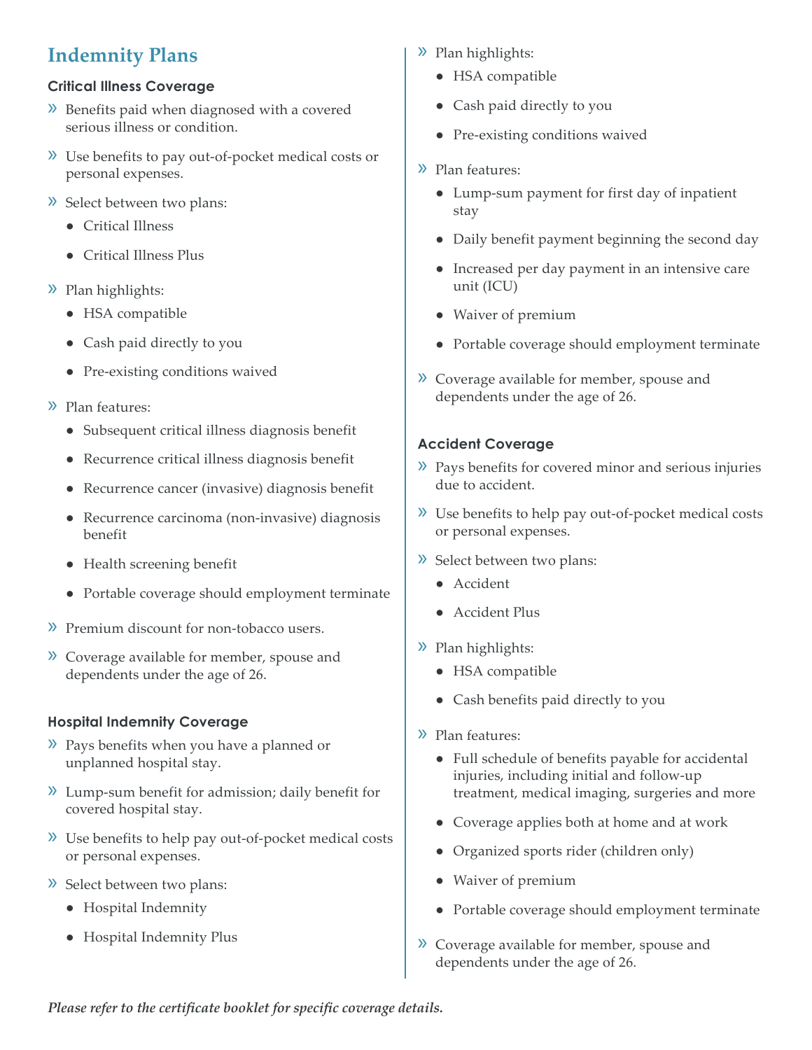# Indemnity Plans

### Critical Illness Coverage

- Benefits paid when diagnosed with a covered serious illness or condition.
- Use benefits to pay out-of-pocket medical costs or personal expenses.
- Select between two plans:
  - Critical Illness
  - Critical Illness Plus
- Plan highlights:
  - HSA compatible
  - Cash paid directly to you
  - Pre-existing conditions waived
- Plan features:
  - Subsequent critical illness diagnosis benefit
  - Recurrence critical illness diagnosis benefit
  - Recurrence cancer (invasive) diagnosis benefit
  - Recurrence carcinoma (non-invasive) diagnosis benefit
  - Health screening benefit
  - Portable coverage should employment terminate
- Premium discount for non-tobacco users.
- Coverage available for member, spouse and dependents under the age of 26.

### Hospital Indemnity Coverage

- Pays benefits when you have a planned or unplanned hospital stay.
- Lump-sum benefit for admission; daily benefit for covered hospital stay.
- Use benefits to help pay out-of-pocket medical costs or personal expenses.
- Select between two plans:
  - Hospital Indemnity
  - Hospital Indemnity Plus
- Plan highlights:
  - HSA compatible
  - Cash paid directly to you
  - Pre-existing conditions waived
- Plan features:
  - Lump-sum payment for first day of inpatient stay
  - Daily benefit payment beginning the second day
  - Increased per day payment in an intensive care unit (ICU)
  - Waiver of premium
  - Portable coverage should employment terminate
- Coverage available for member, spouse and dependents under the age of 26.

### Accident Coverage

- Pays benefits for covered minor and serious injuries due to accident.
- Use benefits to help pay out-of-pocket medical costs or personal expenses.
- Select between two plans:
  - Accident
  - Accident Plus
- Plan highlights:
  - HSA compatible
  - Cash benefits paid directly to you
- Plan features:
  - Full schedule of benefits payable for accidental injuries, including initial and follow-up treatment, medical imaging, surgeries and more
  - Coverage applies both at home and at work
  - Organized sports rider (children only)
  - Waiver of premium
  - Portable coverage should employment terminate
- Coverage available for member, spouse and dependents under the age of 26.

***Please refer to the certificate booklet for specific coverage details.***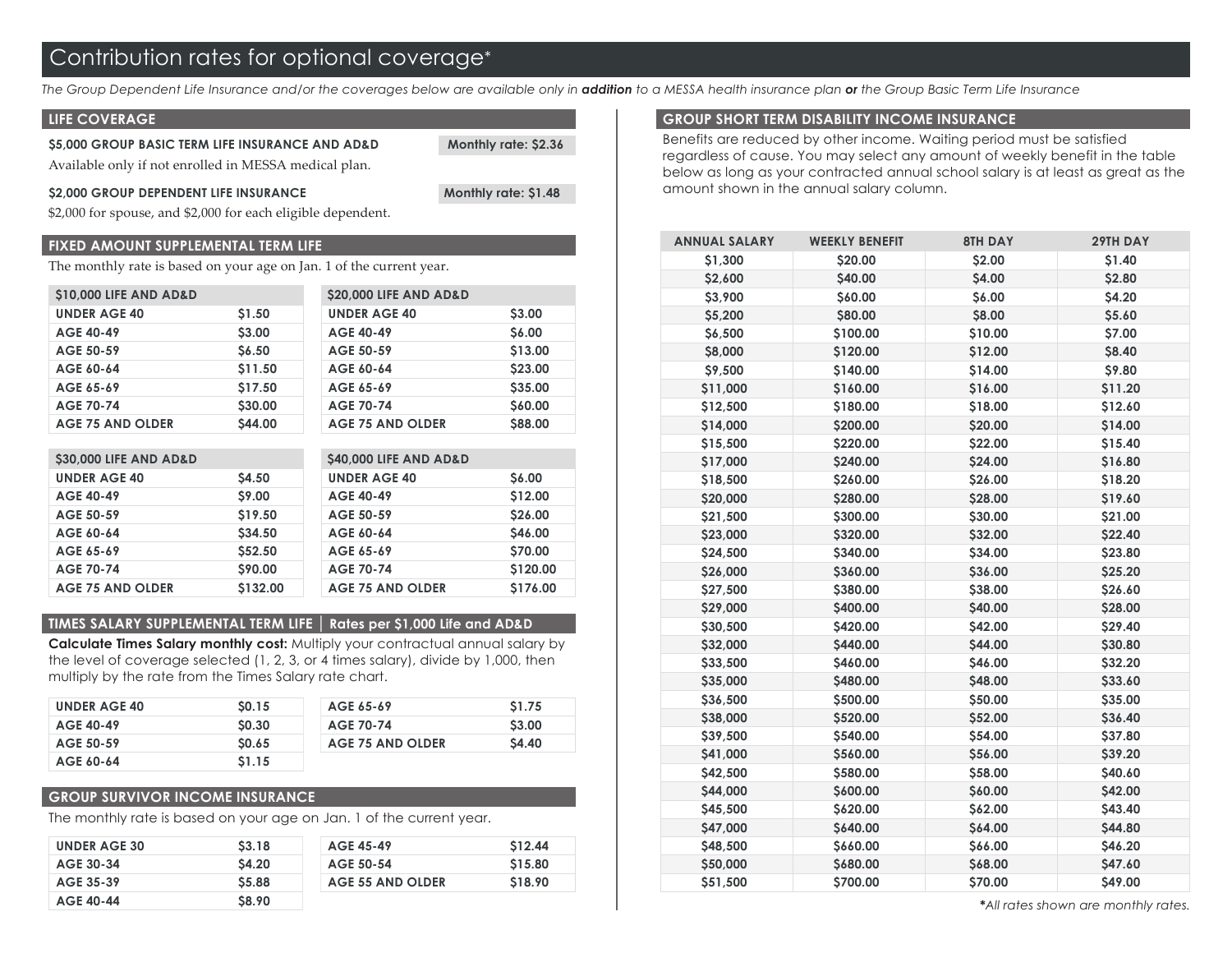# Contribution rates for optional coverage*

*The Group Dependent Life Insurance and/or the coverages below are available only in **addition** to a MESSA health insurance plan **or** the Group Basic Term Life Insurance*

## LIFE COVERAGE

**$5,000 GROUP BASIC TERM LIFE INSURANCE AND AD&D** — **Monthly rate: $2.36**

Available only if not enrolled in MESSA medical plan.

**$2,000 GROUP DEPENDENT LIFE INSURANCE** — **Monthly rate: $1.48**

$2,000 for spouse, and $2,000 for each eligible dependent.

## FIXED AMOUNT SUPPLEMENTAL TERM LIFE

The monthly rate is based on your age on Jan. 1 of the current year.

| $10,000 LIFE AND AD&D | |
|---|---|
| UNDER AGE 40 | $1.50 |
| AGE 40-49 | $3.00 |
| AGE 50-59 | $6.50 |
| AGE 60-64 | $11.50 |
| AGE 65-69 | $17.50 |
| AGE 70-74 | $30.00 |
| AGE 75 AND OLDER | $44.00 |

| $20,000 LIFE AND AD&D | |
|---|---|
| UNDER AGE 40 | $3.00 |
| AGE 40-49 | $6.00 |
| AGE 50-59 | $13.00 |
| AGE 60-64 | $23.00 |
| AGE 65-69 | $35.00 |
| AGE 70-74 | $60.00 |
| AGE 75 AND OLDER | $88.00 |

| $30,000 LIFE AND AD&D | |
|---|---|
| UNDER AGE 40 | $4.50 |
| AGE 40-49 | $9.00 |
| AGE 50-59 | $19.50 |
| AGE 60-64 | $34.50 |
| AGE 65-69 | $52.50 |
| AGE 70-74 | $90.00 |
| AGE 75 AND OLDER | $132.00 |

| $40,000 LIFE AND AD&D | |
|---|---|
| UNDER AGE 40 | $6.00 |
| AGE 40-49 | $12.00 |
| AGE 50-59 | $26.00 |
| AGE 60-64 | $46.00 |
| AGE 65-69 | $70.00 |
| AGE 70-74 | $120.00 |
| AGE 75 AND OLDER | $176.00 |

## TIMES SALARY SUPPLEMENTAL TERM LIFE | Rates per $1,000 Life and AD&D

**Calculate Times Salary monthly cost:** Multiply your contractual annual salary by the level of coverage selected (1, 2, 3, or 4 times salary), divide by 1,000, then multiply by the rate from the Times Salary rate chart.

| | |
|---|---|
| UNDER AGE 40 | $0.15 |
| AGE 40-49 | $0.30 |
| AGE 50-59 | $0.65 |
| AGE 60-64 | $1.15 |
| AGE 65-69 | $1.75 |
| AGE 70-74 | $3.00 |
| AGE 75 AND OLDER | $4.40 |

## GROUP SURVIVOR INCOME INSURANCE

The monthly rate is based on your age on Jan. 1 of the current year.

| | |
|---|---|
| UNDER AGE 30 | $3.18 |
| AGE 30-34 | $4.20 |
| AGE 35-39 | $5.88 |
| AGE 40-44 | $8.90 |
| AGE 45-49 | $12.44 |
| AGE 50-54 | $15.80 |
| AGE 55 AND OLDER | $18.90 |

## GROUP SHORT TERM DISABILITY INCOME INSURANCE

Benefits are reduced by other income. Waiting period must be satisfied regardless of cause. You may select any amount of weekly benefit in the table below as long as your contracted annual school salary is at least as great as the amount shown in the annual salary column.

| ANNUAL SALARY | WEEKLY BENEFIT | 8TH DAY | 29TH DAY |
|---|---|---|---|
| $1,300 | $20.00 | $2.00 | $1.40 |
| $2,600 | $40.00 | $4.00 | $2.80 |
| $3,900 | $60.00 | $6.00 | $4.20 |
| $5,200 | $80.00 | $8.00 | $5.60 |
| $6,500 | $100.00 | $10.00 | $7.00 |
| $8,000 | $120.00 | $12.00 | $8.40 |
| $9,500 | $140.00 | $14.00 | $9.80 |
| $11,000 | $160.00 | $16.00 | $11.20 |
| $12,500 | $180.00 | $18.00 | $12.60 |
| $14,000 | $200.00 | $20.00 | $14.00 |
| $15,500 | $220.00 | $22.00 | $15.40 |
| $17,000 | $240.00 | $24.00 | $16.80 |
| $18,500 | $260.00 | $26.00 | $18.20 |
| $20,000 | $280.00 | $28.00 | $19.60 |
| $21,500 | $300.00 | $30.00 | $21.00 |
| $23,000 | $320.00 | $32.00 | $22.40 |
| $24,500 | $340.00 | $34.00 | $23.80 |
| $26,000 | $360.00 | $36.00 | $25.20 |
| $27,500 | $380.00 | $38.00 | $26.60 |
| $29,000 | $400.00 | $40.00 | $28.00 |
| $30,500 | $420.00 | $42.00 | $29.40 |
| $32,000 | $440.00 | $44.00 | $30.80 |
| $33,500 | $460.00 | $46.00 | $32.20 |
| $35,000 | $480.00 | $48.00 | $33.60 |
| $36,500 | $500.00 | $50.00 | $35.00 |
| $38,000 | $520.00 | $52.00 | $36.40 |
| $39,500 | $540.00 | $54.00 | $37.80 |
| $41,000 | $560.00 | $56.00 | $39.20 |
| $42,500 | $580.00 | $58.00 | $40.60 |
| $44,000 | $600.00 | $60.00 | $42.00 |
| $45,500 | $620.00 | $62.00 | $43.40 |
| $47,000 | $640.00 | $64.00 | $44.80 |
| $48,500 | $660.00 | $66.00 | $46.20 |
| $50,000 | $680.00 | $68.00 | $47.60 |
| $51,500 | $700.00 | $70.00 | $49.00 |

****All rates shown are monthly rates.***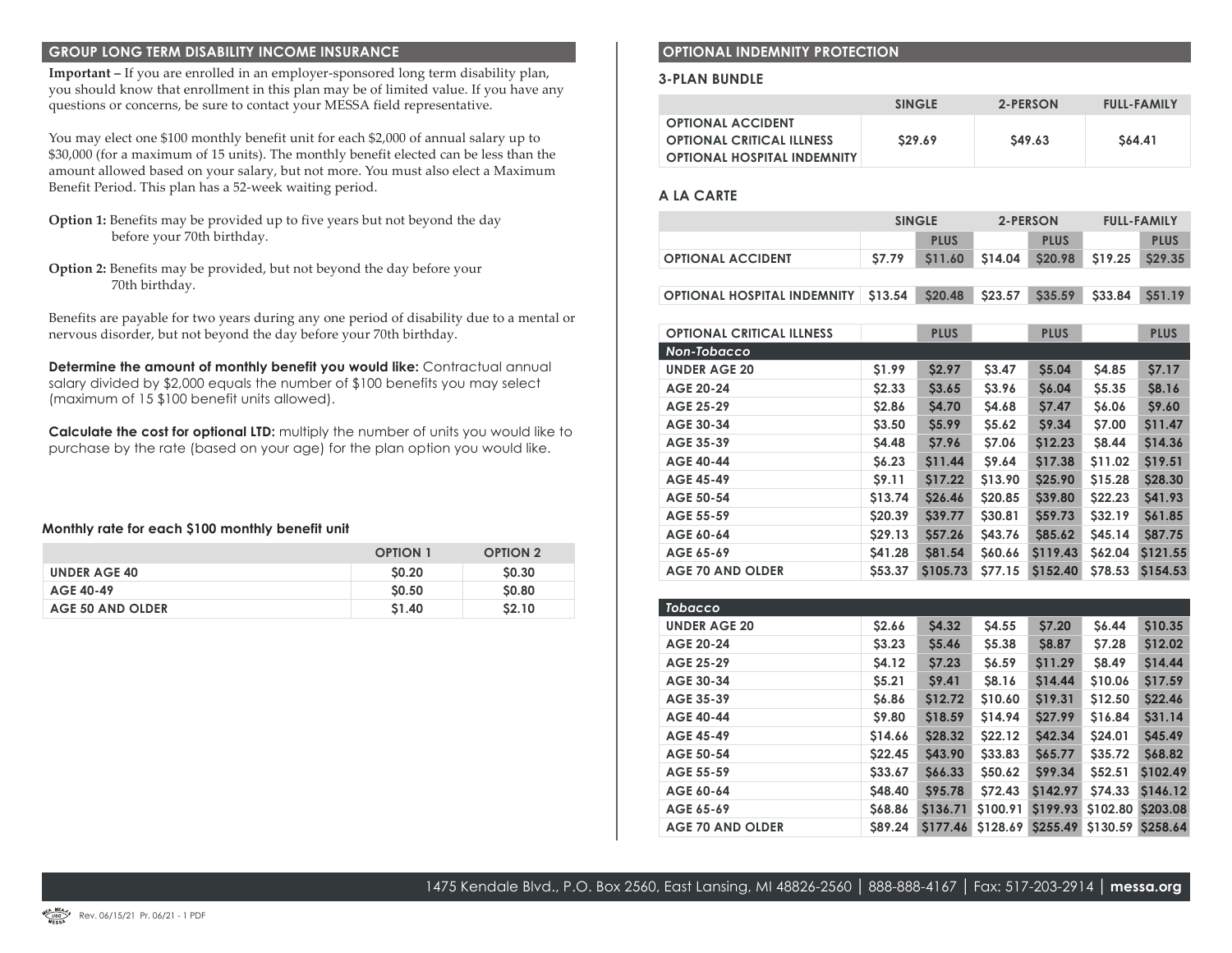## GROUP LONG TERM DISABILITY INCOME INSURANCE

**Important –** If you are enrolled in an employer-sponsored long term disability plan, you should know that enrollment in this plan may be of limited value. If you have any questions or concerns, be sure to contact your MESSA field representative.

You may elect one $100 monthly benefit unit for each $2,000 of annual salary up to $30,000 (for a maximum of 15 units). The monthly benefit elected can be less than the amount allowed based on your salary, but not more. You must also elect a Maximum Benefit Period. This plan has a 52-week waiting period.

**Option 1:** Benefits may be provided up to five years but not beyond the day before your 70th birthday.

**Option 2:** Benefits may be provided, but not beyond the day before your 70th birthday.

Benefits are payable for two years during any one period of disability due to a mental or nervous disorder, but not beyond the day before your 70th birthday.

**Determine the amount of monthly benefit you would like:** Contractual annual salary divided by $2,000 equals the number of $100 benefits you may select (maximum of 15 $100 benefit units allowed).

**Calculate the cost for optional LTD:** multiply the number of units you would like to purchase by the rate (based on your age) for the plan option you would like.

**Monthly rate for each $100 monthly benefit unit**

| | OPTION 1 | OPTION 2 |
|---|---|---|
| UNDER AGE 40 | $0.20 | $0.30 |
| AGE 40-49 | $0.50 | $0.80 |
| AGE 50 AND OLDER | $1.40 | $2.10 |

## OPTIONAL INDEMNITY PROTECTION

### 3-PLAN BUNDLE

| | SINGLE | 2-PERSON | FULL-FAMILY |
|---|---|---|---|
| OPTIONAL ACCIDENT<br>OPTIONAL CRITICAL ILLNESS<br>OPTIONAL HOSPITAL INDEMNITY | $29.69 | $49.63 | $64.41 |

### A LA CARTE

| | SINGLE | | 2-PERSON | | FULL-FAMILY | |
|---|---|---|---|---|---|---|
| | | PLUS | | PLUS | | PLUS |
| OPTIONAL ACCIDENT | $7.79 | $11.60 | $14.04 | $20.98 | $19.25 | $29.35 |
| OPTIONAL HOSPITAL INDEMNITY | $13.54 | $20.48 | $23.57 | $35.59 | $33.84 | $51.19 |

| OPTIONAL CRITICAL ILLNESS | | PLUS | | PLUS | | PLUS |
|---|---|---|---|---|---|---|
| *Non-Tobacco* | | | | | | |
| UNDER AGE 20 | $1.99 | $2.97 | $3.47 | $5.04 | $4.85 | $7.17 |
| AGE 20-24 | $2.33 | $3.65 | $3.96 | $6.04 | $5.35 | $8.16 |
| AGE 25-29 | $2.86 | $4.70 | $4.68 | $7.47 | $6.06 | $9.60 |
| AGE 30-34 | $3.50 | $5.99 | $5.62 | $9.34 | $7.00 | $11.47 |
| AGE 35-39 | $4.48 | $7.96 | $7.06 | $12.23 | $8.44 | $14.36 |
| AGE 40-44 | $6.23 | $11.44 | $9.64 | $17.38 | $11.02 | $19.51 |
| AGE 45-49 | $9.11 | $17.22 | $13.90 | $25.90 | $15.28 | $28.30 |
| AGE 50-54 | $13.74 | $26.46 | $20.85 | $39.80 | $22.23 | $41.93 |
| AGE 55-59 | $20.39 | $39.77 | $30.81 | $59.73 | $32.19 | $61.85 |
| AGE 60-64 | $29.13 | $57.26 | $43.76 | $85.62 | $45.14 | $87.75 |
| AGE 65-69 | $41.28 | $81.54 | $60.66 | $119.43 | $62.04 | $121.55 |
| AGE 70 AND OLDER | $53.37 | $105.73 | $77.15 | $152.40 | $78.53 | $154.53 |
| *Tobacco* | | | | | | |
| UNDER AGE 20 | $2.66 | $4.32 | $4.55 | $7.20 | $6.44 | $10.35 |
| AGE 20-24 | $3.23 | $5.46 | $5.38 | $8.87 | $7.28 | $12.02 |
| AGE 25-29 | $4.12 | $7.23 | $6.59 | $11.29 | $8.49 | $14.44 |
| AGE 30-34 | $5.21 | $9.41 | $8.16 | $14.44 | $10.06 | $17.59 |
| AGE 35-39 | $6.86 | $12.72 | $10.60 | $19.31 | $12.50 | $22.46 |
| AGE 40-44 | $9.80 | $18.59 | $14.94 | $27.99 | $16.84 | $31.14 |
| AGE 45-49 | $14.66 | $28.32 | $22.12 | $42.34 | $24.01 | $45.49 |
| AGE 50-54 | $22.45 | $43.90 | $33.83 | $65.77 | $35.72 | $68.82 |
| AGE 55-59 | $33.67 | $66.33 | $50.62 | $99.34 | $52.51 | $102.49 |
| AGE 60-64 | $48.40 | $95.78 | $72.43 | $142.97 | $74.33 | $146.12 |
| AGE 65-69 | $68.86 | $136.71 | $100.91 | $199.93 | $102.80 | $203.08 |
| AGE 70 AND OLDER | $89.24 | $177.46 | $128.69 | $255.49 | $130.59 | $258.64 |

1475 Kendale Blvd., P.O. Box 2560, East Lansing, MI 48826-2560 | 888-888-4167 | Fax: 517-203-2914 | **messa.org**

Rev. 06/15/21 Pr. 06/21 - 1 PDF